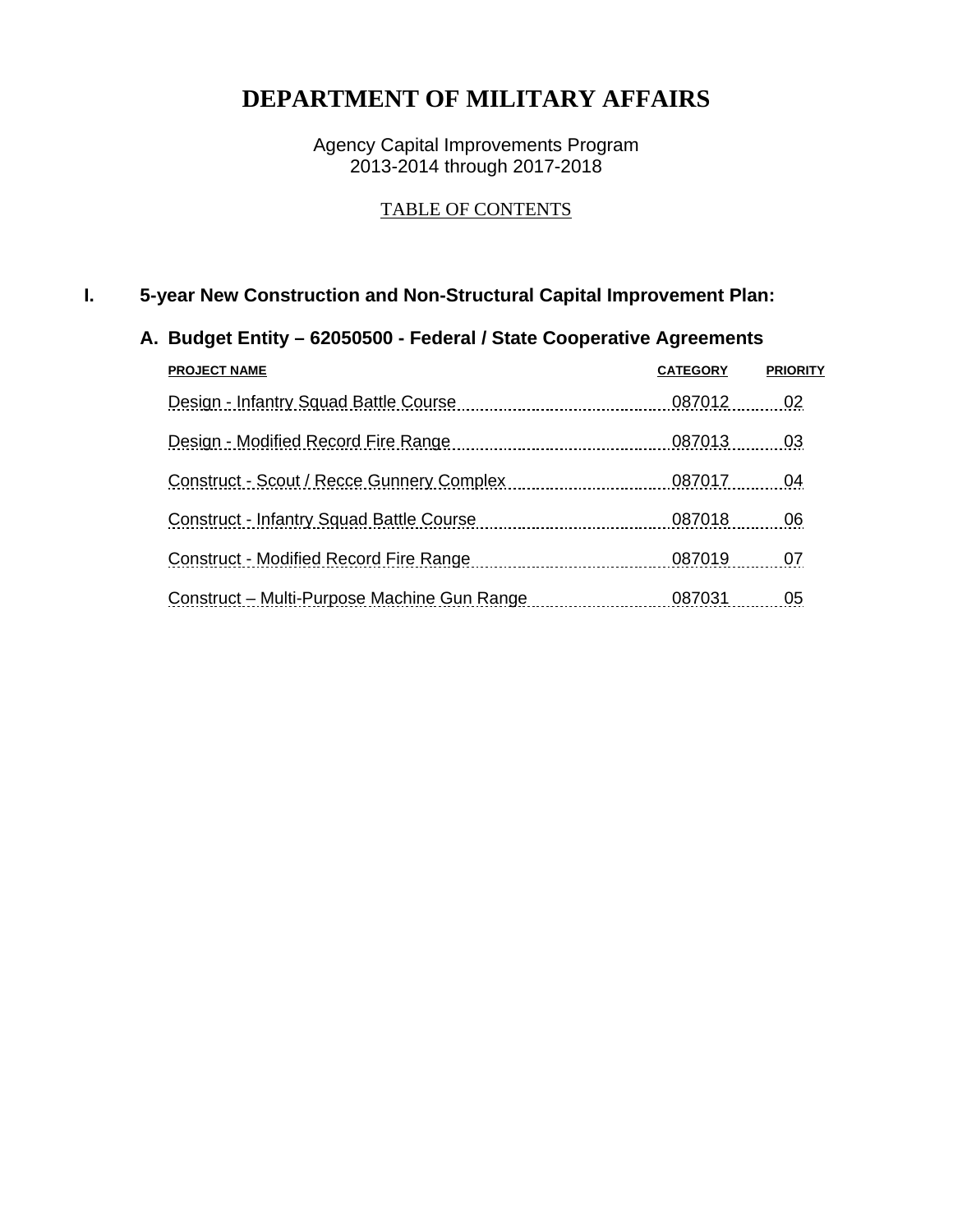# DEPARTMENT OF MILITARY AFFAIRS

Agency Capital Improvements Program
2013-2014 through 2017-2018

TABLE OF CONTENTS

## I. 5-year New Construction and Non-Structural Capital Improvement Plan:

### A. Budget Entity – 62050500 - Federal / State Cooperative Agreements

| PROJECT NAME | CATEGORY | PRIORITY |
|---|---|---|
| Design - Infantry Squad Battle Course | 087012 | 02 |
| Design - Modified Record Fire Range | 087013 | 03 |
| Construct - Scout / Recce Gunnery Complex | 087017 | 04 |
| Construct - Infantry Squad Battle Course | 087018 | 06 |
| Construct - Modified Record Fire Range | 087019 | 07 |
| Construct – Multi-Purpose Machine Gun Range | 087031 | 05 |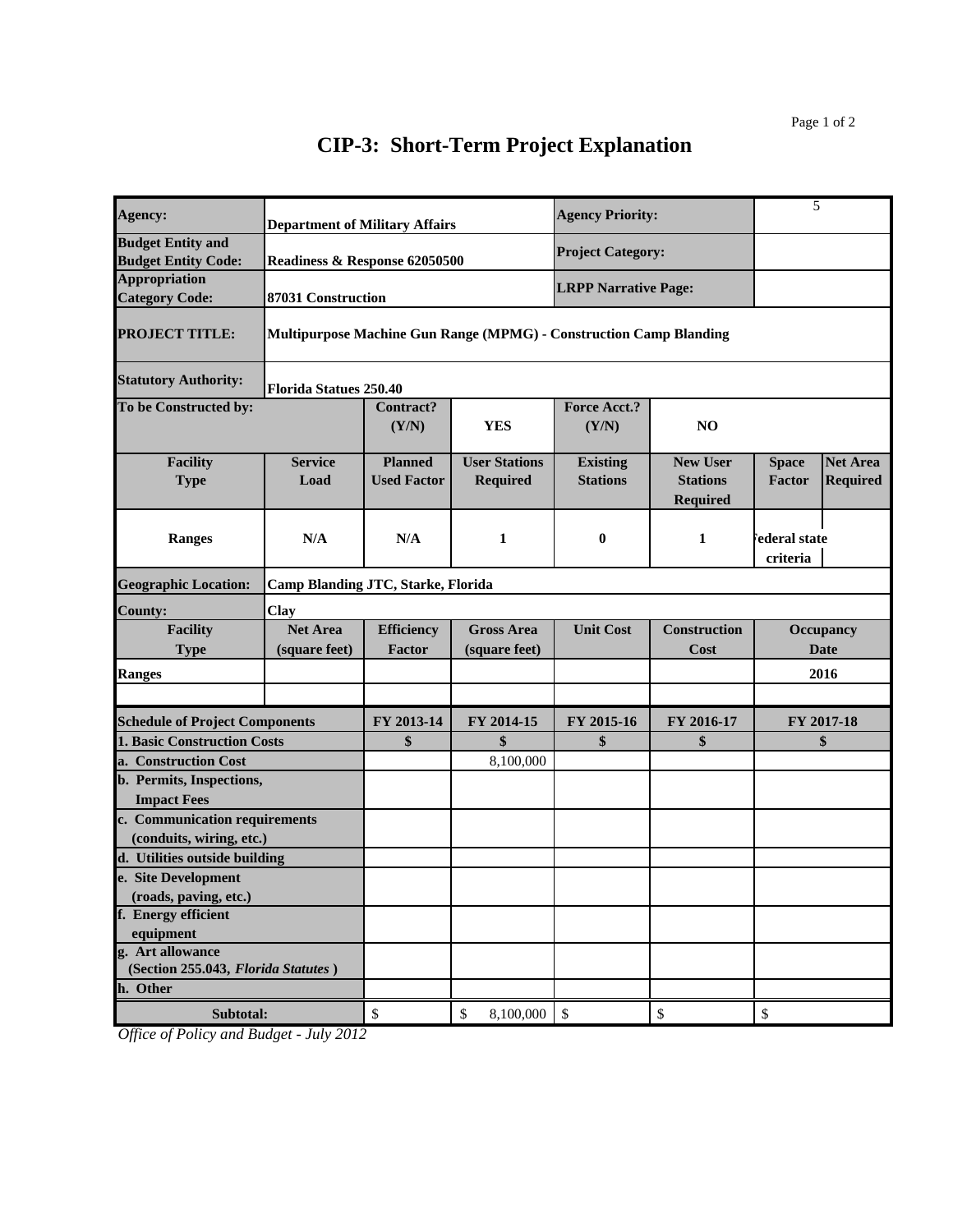# CIP-3: Short-Term Project Explanation

| | | | | | | | |
|---|---|---|---|---|---|---|---|
| **Agency:** | **Department of Military Affairs** | | | **Agency Priority:** | | 5 | |
| **Budget Entity and Budget Entity Code:** | **Readiness & Response 62050500** | | | **Project Category:** | | | |
| **Appropriation Category Code:** | **87031 Construction** | | | **LRPP Narrative Page:** | | | |
| **PROJECT TITLE:** | **Multipurpose Machine Gun Range (MPMG) - Construction Camp Blanding** | | | | | | |
| **Statutory Authority:** | **Florida Statues 250.40** | | | | | | |
| **To be Constructed by:** | | **Contract? (Y/N)** | **YES** | **Force Acct.? (Y/N)** | **NO** | | |
| **Facility Type** | **Service Load** | **Planned Used Factor** | **User Stations Required** | **Existing Stations** | **New User Stations Required** | **Space Factor** | **Net Area Required** |
| **Ranges** | **N/A** | **N/A** | **1** | **0** | **1** | **ederal state criteria** | |
| **Geographic Location:** | **Camp Blanding JTC, Starke, Florida** | | | | | | |
| **County:** | **Clay** | | | | | | |
| **Facility Type** | **Net Area (square feet)** | **Efficiency Factor** | **Gross Area (square feet)** | **Unit Cost** | **Construction Cost** | **Occupancy Date** | |
| **Ranges** | | | | | | **2016** | |

| **Schedule of Project Components** | **FY 2013-14** | **FY 2014-15** | **FY 2015-16** | **FY 2016-17** | **FY 2017-18** |
|---|---|---|---|---|---|
| **1. Basic Construction Costs** | **$** | **$** | **$** | **$** | **$** |
| **a. Construction Cost** | | 8,100,000 | | | |
| **b. Permits, Inspections, Impact Fees** | | | | | |
| **c. Communication requirements (conduits, wiring, etc.)** | | | | | |
| **d. Utilities outside building** | | | | | |
| **e. Site Development (roads, paving, etc.)** | | | | | |
| **f. Energy efficient equipment** | | | | | |
| **g. Art allowance (Section 255.043, *Florida Statutes*)** | | | | | |
| **h. Other** | | | | | |
| **Subtotal:** | $ | $ 8,100,000 | $ | $ | $ |

*Office of Policy and Budget - July 2012*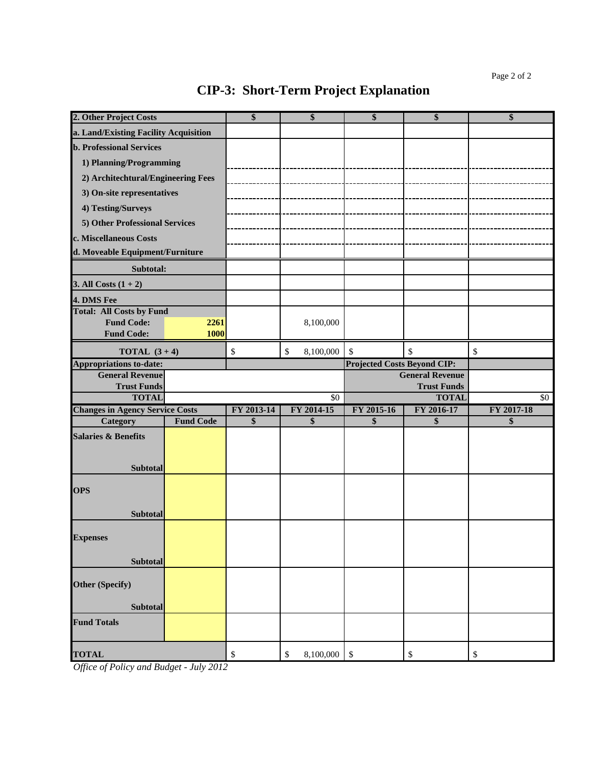# CIP-3: Short-Term Project Explanation

| 2. Other Project Costs | | $ | $ | $ | $ | $ |
|---|---|---|---|---|---|---|
| a. Land/Existing Facility Acquisition | | | | | | |
| b. Professional Services | | | | | | |
| 1) Planning/Programming | | | | | | |
| 2) Architechtural/Engineering Fees | | | | | | |
| 3) On-site representatives | | | | | | |
| 4) Testing/Surveys | | | | | | |
| 5) Other Professional Services | | | | | | |
| c. Miscellaneous Costs | | | | | | |
| d. Moveable Equipment/Furniture | | | | | | |
| Subtotal: | | | | | | |
| 3. All Costs (1 + 2) | | | | | | |
| 4. DMS Fee | | | | | | |
| Total: All Costs by Fund | | | | | | |
| Fund Code: | 2261 | | 8,100,000 | | | |
| Fund Code: | 1000 | | | | | |
| TOTAL (3 + 4) | | $ | $ 8,100,000 | $ | $ | $ |

| Appropriations to-date: | | Projected Costs Beyond CIP: | |
|---|---|---|---|
| General Revenue | | General Revenue | |
| Trust Funds | | Trust Funds | |
| TOTAL | $0 | TOTAL | $0 |

| Changes in Agency Service Costs | | FY 2013-14 | FY 2014-15 | FY 2015-16 | FY 2016-17 | FY 2017-18 |
|---|---|---|---|---|---|---|
| Category | Fund Code | $ | $ | $ | $ | $ |
| Salaries & Benefits | | | | | | |
| Subtotal | | | | | | |
| OPS | | | | | | |
| Subtotal | | | | | | |
| Expenses | | | | | | |
| Subtotal | | | | | | |
| Other (Specify) | | | | | | |
| Subtotal | | | | | | |
| Fund Totals | | | | | | |
| TOTAL | | $ | $ 8,100,000 | $ | $ | $ |

*Office of Policy and Budget - July 2012*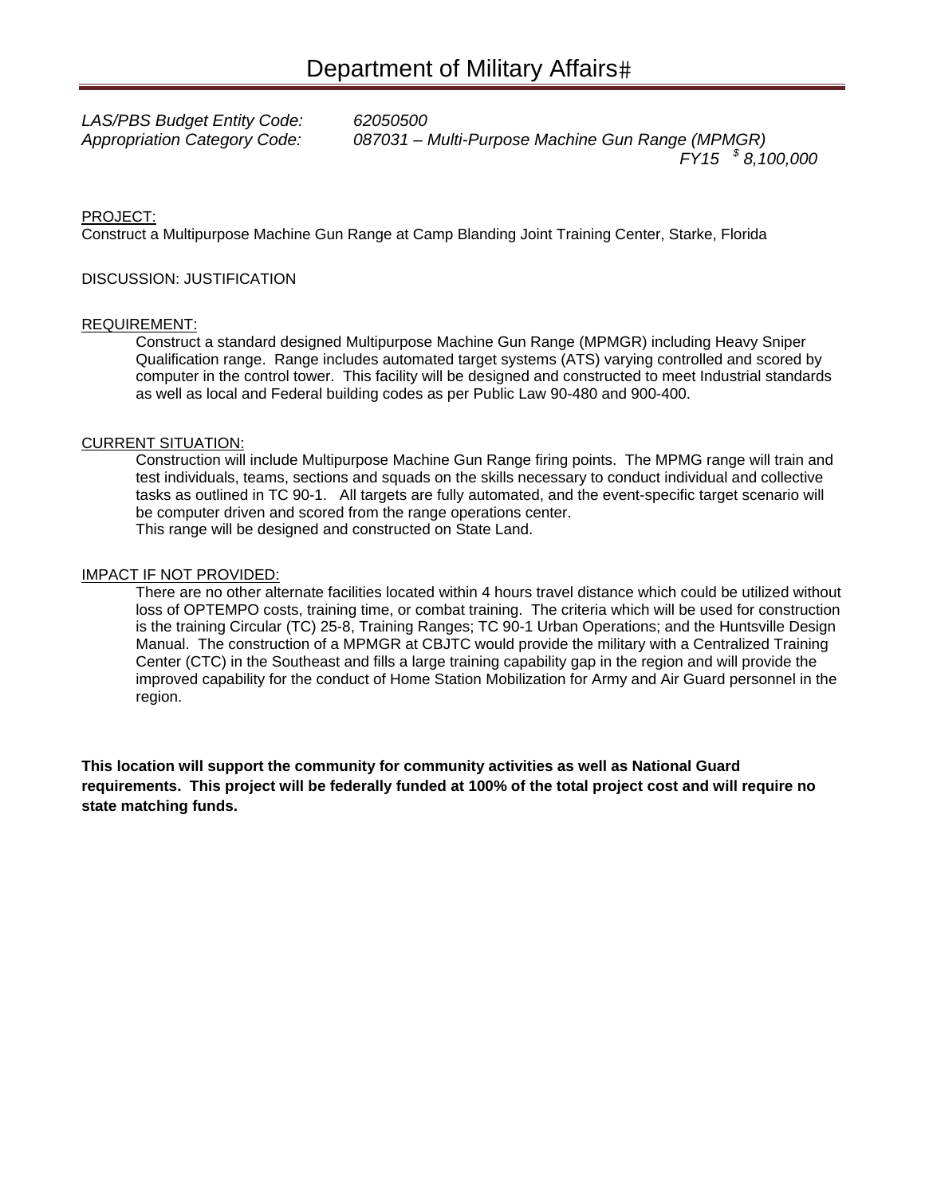# Department of Military Affairs

*LAS/PBS Budget Entity Code:* *62050500*
*Appropriation Category Code:* *087031 – Multi-Purpose Machine Gun Range (MPMGR)*
*FY15 $ 8,100,000*

PROJECT:
Construct a Multipurpose Machine Gun Range at Camp Blanding Joint Training Center, Starke, Florida

DISCUSSION: JUSTIFICATION

REQUIREMENT:
Construct a standard designed Multipurpose Machine Gun Range (MPMGR) including Heavy Sniper Qualification range. Range includes automated target systems (ATS) varying controlled and scored by computer in the control tower. This facility will be designed and constructed to meet Industrial standards as well as local and Federal building codes as per Public Law 90-480 and 900-400.

CURRENT SITUATION:
Construction will include Multipurpose Machine Gun Range firing points. The MPMG range will train and test individuals, teams, sections and squads on the skills necessary to conduct individual and collective tasks as outlined in TC 90-1. All targets are fully automated, and the event-specific target scenario will be computer driven and scored from the range operations center.
This range will be designed and constructed on State Land.

IMPACT IF NOT PROVIDED:
There are no other alternate facilities located within 4 hours travel distance which could be utilized without loss of OPTEMPO costs, training time, or combat training. The criteria which will be used for construction is the training Circular (TC) 25-8, Training Ranges; TC 90-1 Urban Operations; and the Huntsville Design Manual. The construction of a MPMGR at CBJTC would provide the military with a Centralized Training Center (CTC) in the Southeast and fills a large training capability gap in the region and will provide the improved capability for the conduct of Home Station Mobilization for Army and Air Guard personnel in the region.

**This location will support the community for community activities as well as National Guard requirements. This project will be federally funded at 100% of the total project cost and will require no state matching funds.**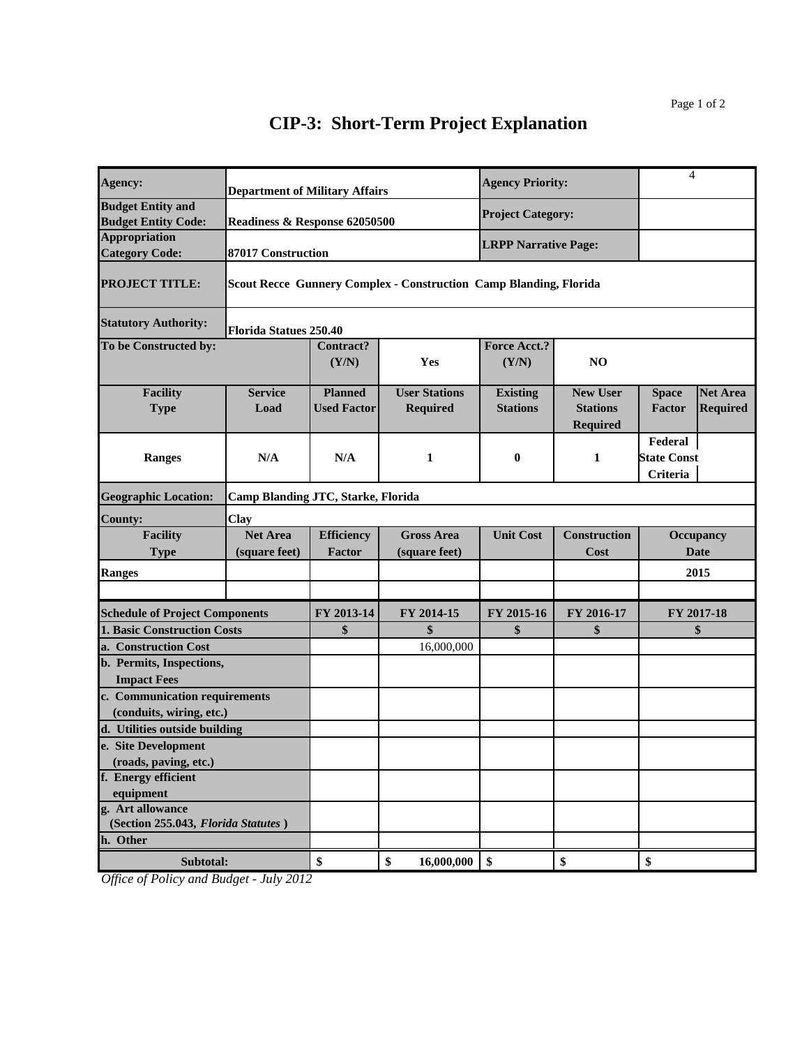# CIP-3: Short-Term Project Explanation

| | | | | | | | |
|---|---|---|---|---|---|---|---|
| **Agency:** | **Department of Military Affairs** | | | **Agency Priority:** | | 4 | |
| **Budget Entity and Budget Entity Code:** | **Readiness & Response 62050500** | | | **Project Category:** | | | |
| **Appropriation Category Code:** | **87017 Construction** | | | **LRPP Narrative Page:** | | | |
| **PROJECT TITLE:** | **Scout Recce Gunnery Complex - Construction Camp Blanding, Florida** | | | | | | |
| **Statutory Authority:** | **Florida Statues 250.40** | | | | | | |
| **To be Constructed by:** | | **Contract? (Y/N)** | **Yes** | **Force Acct.? (Y/N)** | **NO** | | |
| **Facility Type** | **Service Load** | **Planned Used Factor** | **User Stations Required** | **Existing Stations** | **New User Stations Required** | **Space Factor** | **Net Area Required** |
| **Ranges** | **N/A** | **N/A** | **1** | **0** | **1** | **Federal State Const Criteria** | |
| **Geographic Location:** | **Camp Blanding JTC, Starke, Florida** | | | | | | |
| **County:** | **Clay** | | | | | | |
| **Facility Type** | **Net Area (square feet)** | **Efficiency Factor** | **Gross Area (square feet)** | **Unit Cost** | **Construction Cost** | **Occupancy Date** | |
| **Ranges** | | | | | | **2015** | |
| | | | | | | | |

| **Schedule of Project Components** | **FY 2013-14** | **FY 2014-15** | **FY 2015-16** | **FY 2016-17** | **FY 2017-18** |
|---|---|---|---|---|---|
| **1. Basic Construction Costs** | **$** | **$** | **$** | **$** | **$** |
| **a. Construction Cost** | | 16,000,000 | | | |
| **b. Permits, Inspections, Impact Fees** | | | | | |
| **c. Communication requirements (conduits, wiring, etc.)** | | | | | |
| **d. Utilities outside building** | | | | | |
| **e. Site Development (roads, paving, etc.)** | | | | | |
| **f. Energy efficient equipment** | | | | | |
| **g. Art allowance (Section 255.043, *Florida Statutes*)** | | | | | |
| **h. Other** | | | | | |
| **Subtotal:** | **$** | **$ 16,000,000** | **$** | **$** | **$** |

*Office of Policy and Budget - July 2012*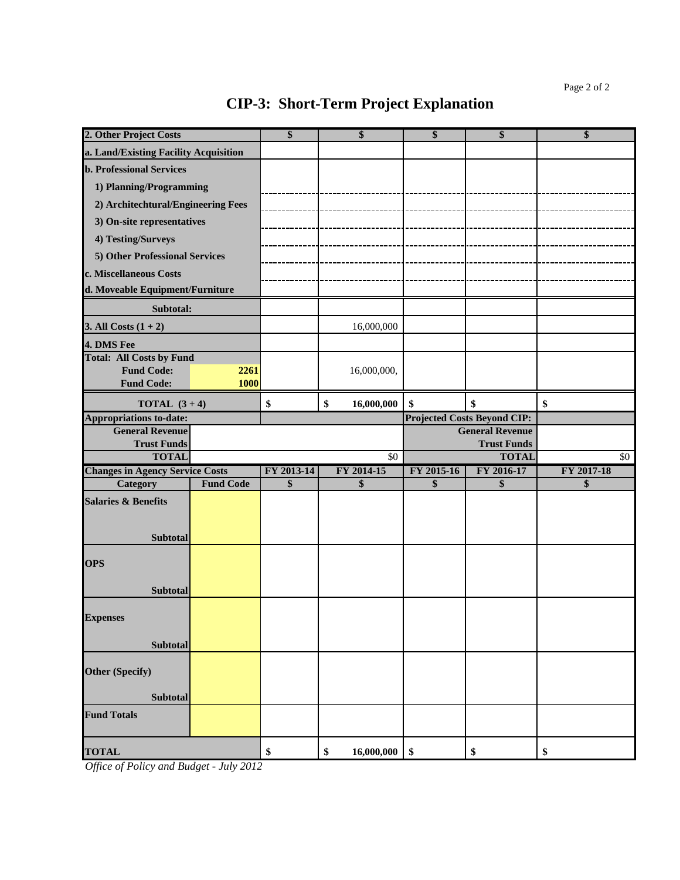# CIP-3: Short-Term Project Explanation

| 2. Other Project Costs | | $ | $ | $ | $ | $ |
|---|---|---|---|---|---|---|
| a. Land/Existing Facility Acquisition | | | | | | |
| b. Professional Services | | | | | | |
| 1) Planning/Programming | | | | | | |
| 2) Architechtural/Engineering Fees | | | | | | |
| 3) On-site representatives | | | | | | |
| 4) Testing/Surveys | | | | | | |
| 5) Other Professional Services | | | | | | |
| c. Miscellaneous Costs | | | | | | |
| d. Moveable Equipment/Furniture | | | | | | |
| Subtotal: | | | | | | |
| 3. All Costs (1 + 2) | | | 16,000,000 | | | |
| 4. DMS Fee | | | | | | |
| Total: All Costs by Fund | | | | | | |
| Fund Code: | 2261 | | 16,000,000, | | | |
| Fund Code: | 1000 | | | | | |
| TOTAL (3 + 4) | | $ | $ 16,000,000 | $ | $ | $ |
| Appropriations to-date: | | | | Projected Costs Beyond CIP: | | |
| General Revenue | | | | | General Revenue | |
| Trust Funds | | | | | Trust Funds | |
| TOTAL | | | $0 | | TOTAL | $0 |
| Changes in Agency Service Costs | | FY 2013-14 | FY 2014-15 | FY 2015-16 | FY 2016-17 | FY 2017-18 |
| Category | Fund Code | $ | $ | $ | $ | $ |
| Salaries & Benefits | | | | | | |
| Subtotal | | | | | | |
| OPS | | | | | | |
| Subtotal | | | | | | |
| Expenses | | | | | | |
| Subtotal | | | | | | |
| Other (Specify) | | | | | | |
| Subtotal | | | | | | |
| Fund Totals | | | | | | |
| TOTAL | | $ | $ 16,000,000 | $ | $ | $ |

*Office of Policy and Budget - July 2012*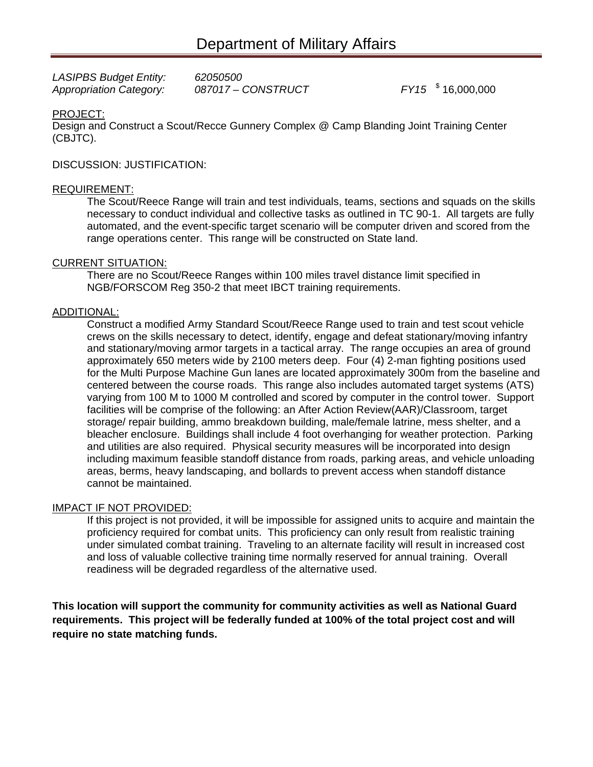# Department of Military Affairs

*LASIPBS Budget Entity:* *62050500*
*Appropriation Category:* *087017 – CONSTRUCT* *FY15* $ 16,000,000

PROJECT:
Design and Construct a Scout/Recce Gunnery Complex @ Camp Blanding Joint Training Center (CBJTC).

DISCUSSION: JUSTIFICATION:

REQUIREMENT:
The Scout/Reece Range will train and test individuals, teams, sections and squads on the skills necessary to conduct individual and collective tasks as outlined in TC 90-1. All targets are fully automated, and the event-specific target scenario will be computer driven and scored from the range operations center. This range will be constructed on State land.

CURRENT SITUATION:
There are no Scout/Reece Ranges within 100 miles travel distance limit specified in NGB/FORSCOM Reg 350-2 that meet IBCT training requirements.

ADDITIONAL:
Construct a modified Army Standard Scout/Reece Range used to train and test scout vehicle crews on the skills necessary to detect, identify, engage and defeat stationary/moving infantry and stationary/moving armor targets in a tactical array. The range occupies an area of ground approximately 650 meters wide by 2100 meters deep. Four (4) 2-man fighting positions used for the Multi Purpose Machine Gun lanes are located approximately 300m from the baseline and centered between the course roads. This range also includes automated target systems (ATS) varying from 100 M to 1000 M controlled and scored by computer in the control tower. Support facilities will be comprise of the following: an After Action Review(AAR)/Classroom, target storage/ repair building, ammo breakdown building, male/female latrine, mess shelter, and a bleacher enclosure. Buildings shall include 4 foot overhanging for weather protection. Parking and utilities are also required. Physical security measures will be incorporated into design including maximum feasible standoff distance from roads, parking areas, and vehicle unloading areas, berms, heavy landscaping, and bollards to prevent access when standoff distance cannot be maintained.

IMPACT IF NOT PROVIDED:
If this project is not provided, it will be impossible for assigned units to acquire and maintain the proficiency required for combat units. This proficiency can only result from realistic training under simulated combat training. Traveling to an alternate facility will result in increased cost and loss of valuable collective training time normally reserved for annual training. Overall readiness will be degraded regardless of the alternative used.

**This location will support the community for community activities as well as National Guard requirements. This project will be federally funded at 100% of the total project cost and will require no state matching funds.**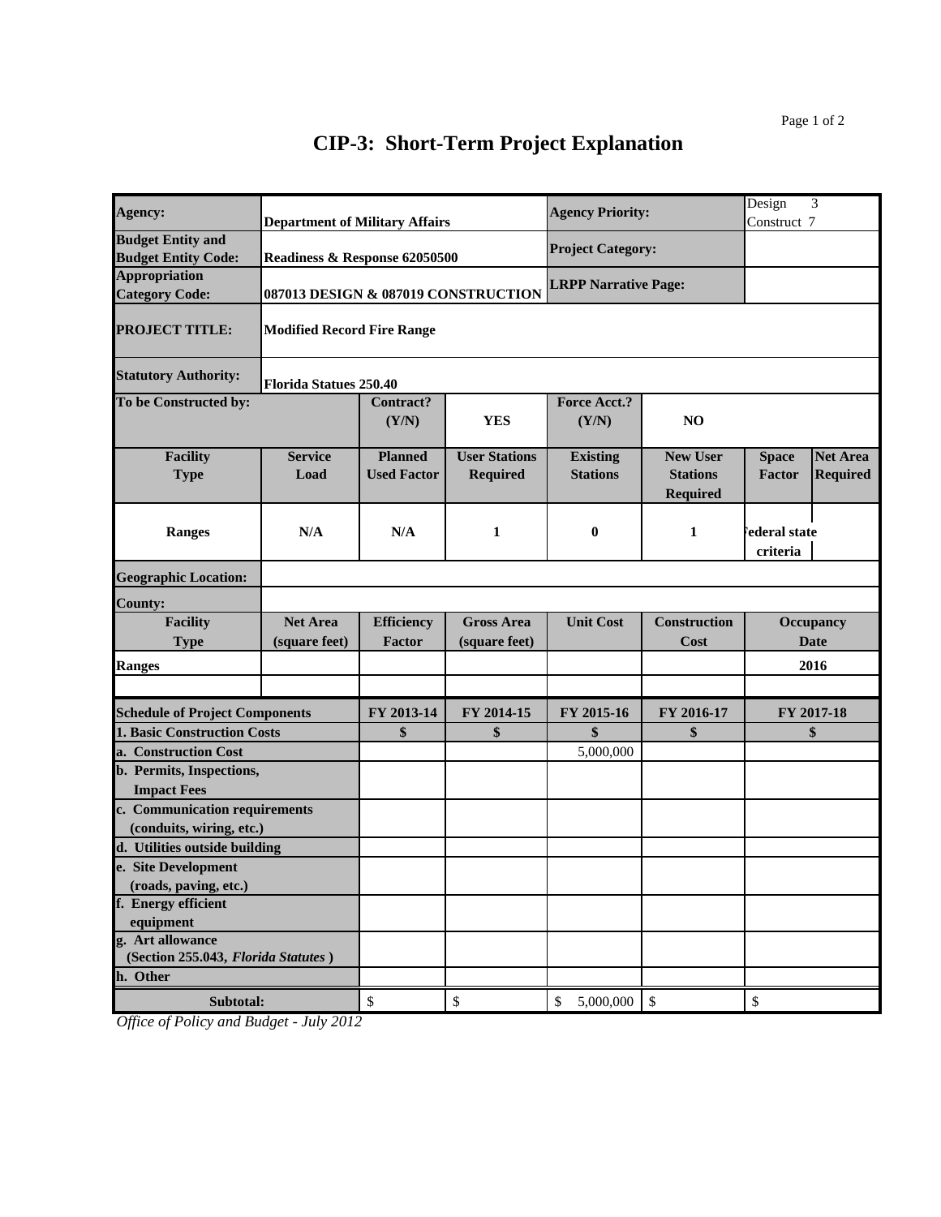# CIP-3: Short-Term Project Explanation

| | | | | | | | |
|---|---|---|---|---|---|---|---|
| **Agency:** | **Department of Military Affairs** | | | **Agency Priority:** | | Design 3 Construct 7 | |
| **Budget Entity and Budget Entity Code:** | **Readiness & Response 62050500** | | | **Project Category:** | | | |
| **Appropriation Category Code:** | **087013 DESIGN & 087019 CONSTRUCTION** | | | **LRPP Narrative Page:** | | | |
| **PROJECT TITLE:** | **Modified Record Fire Range** | | | | | | |
| **Statutory Authority:** | **Florida Statues 250.40** | | | | | | |
| **To be Constructed by:** | | **Contract? (Y/N)** | **YES** | **Force Acct.? (Y/N)** | **NO** | | |
| **Facility Type** | **Service Load** | **Planned Used Factor** | **User Stations Required** | **Existing Stations** | **New User Stations Required** | **Space Factor** | **Net Area Required** |
| **Ranges** | **N/A** | **N/A** | **1** | **0** | **1** | **Federal state criteria** | |
| **Geographic Location:** | | | | | | | |
| **County:** | | | | | | | |
| **Facility Type** | **Net Area (square feet)** | **Efficiency Factor** | **Gross Area (square feet)** | **Unit Cost** | **Construction Cost** | **Occupancy Date** | |
| **Ranges** | | | | | | **2016** | |
| | | | | | | | |

| **Schedule of Project Components** | **FY 2013-14** | **FY 2014-15** | **FY 2015-16** | **FY 2016-17** | **FY 2017-18** |
|---|---|---|---|---|---|
| **1. Basic Construction Costs** | **$** | **$** | **$** | **$** | **$** |
| **a. Construction Cost** | | | 5,000,000 | | |
| **b. Permits, Inspections, Impact Fees** | | | | | |
| **c. Communication requirements (conduits, wiring, etc.)** | | | | | |
| **d. Utilities outside building** | | | | | |
| **e. Site Development (roads, paving, etc.)** | | | | | |
| **f. Energy efficient equipment** | | | | | |
| **g. Art allowance (Section 255.043, *Florida Statutes*)** | | | | | |
| **h. Other** | | | | | |
| **Subtotal:** | $ | $ | $ 5,000,000 | $ | $ |

*Office of Policy and Budget - July 2012*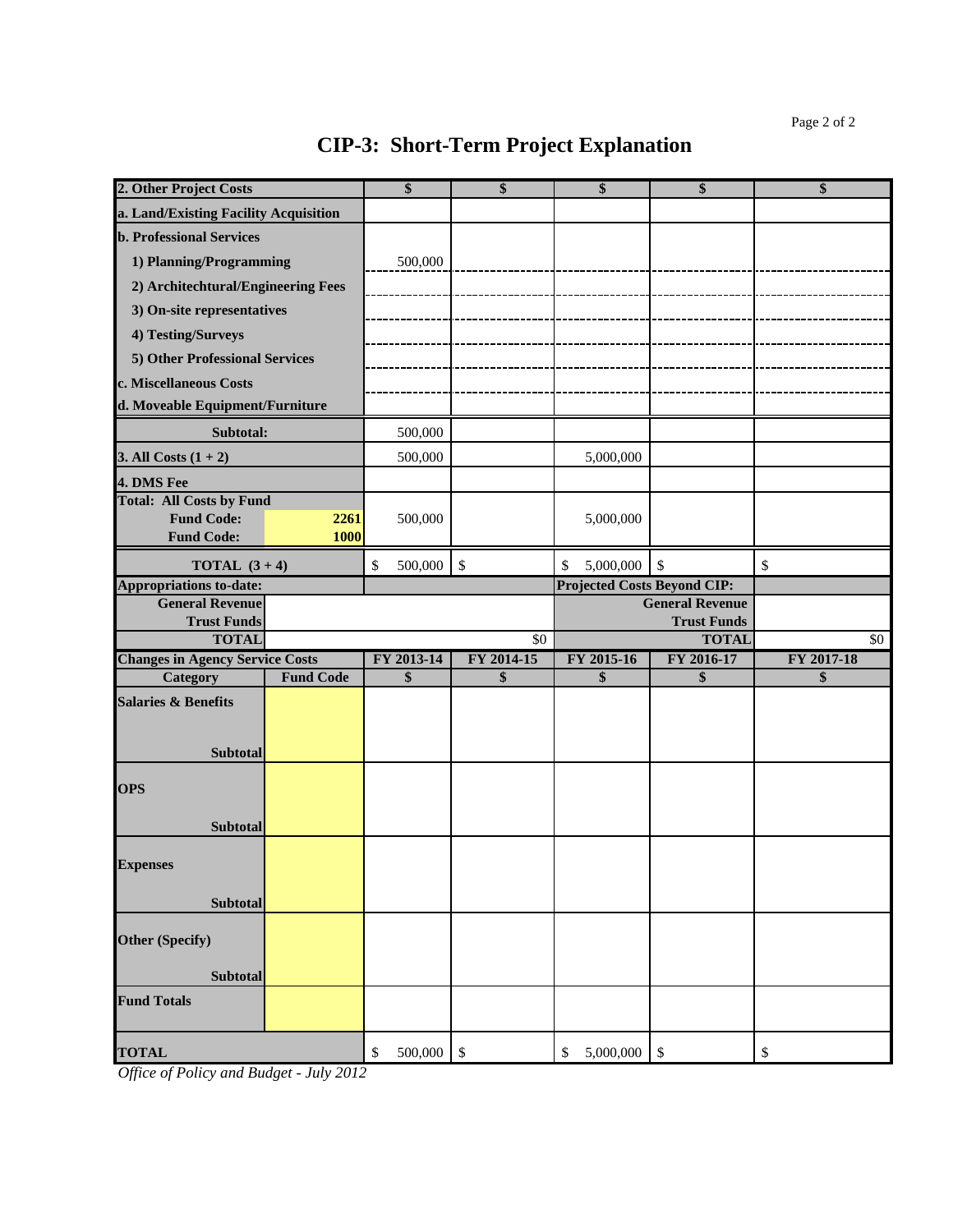# CIP-3: Short-Term Project Explanation

| 2. Other Project Costs | | $ | $ | $ | $ | $ |
|---|---|---|---|---|---|---|
| a. Land/Existing Facility Acquisition | | | | | | |
| b. Professional Services | | | | | | |
| 1) Planning/Programming | | 500,000 | | | | |
| 2) Architechtural/Engineering Fees | | | | | | |
| 3) On-site representatives | | | | | | |
| 4) Testing/Surveys | | | | | | |
| 5) Other Professional Services | | | | | | |
| c. Miscellaneous Costs | | | | | | |
| d. Moveable Equipment/Furniture | | | | | | |
| Subtotal: | | 500,000 | | | | |
| 3. All Costs (1 + 2) | | 500,000 | | 5,000,000 | | |
| 4. DMS Fee | | | | | | |
| Total: All Costs by Fund | | | | | | |
| Fund Code: | 2261 | 500,000 | | 5,000,000 | | |
| Fund Code: | 1000 | | | | | |
| TOTAL (3 + 4) | | $ 500,000 | $ | $ 5,000,000 | $ | $ |
| Appropriations to-date: | | | | Projected Costs Beyond CIP: | | |
| General Revenue | | | | | General Revenue | |
| Trust Funds | | | | | Trust Funds | |
| TOTAL | | | $0 | | TOTAL | $0 |
| Changes in Agency Service Costs | | FY 2013-14 | FY 2014-15 | FY 2015-16 | FY 2016-17 | FY 2017-18 |
| Category | Fund Code | $ | $ | $ | $ | $ |
| Salaries & Benefits | | | | | | |
| Subtotal | | | | | | |
| OPS | | | | | | |
| Subtotal | | | | | | |
| Expenses | | | | | | |
| Subtotal | | | | | | |
| Other (Specify) | | | | | | |
| Subtotal | | | | | | |
| Fund Totals | | | | | | |
| TOTAL | | $ 500,000 | $ | $ 5,000,000 | $ | $ |

*Office of Policy and Budget - July 2012*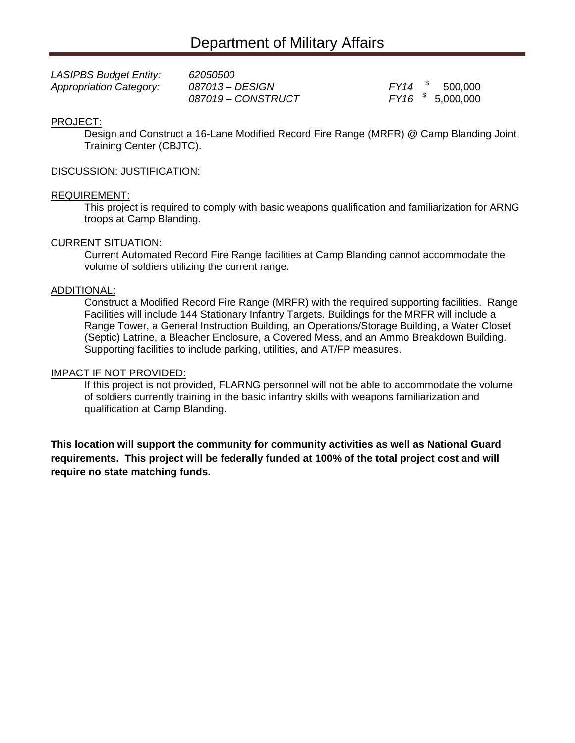# Department of Military Affairs

| | | | |
|---|---|---|---|
| *LASIPBS Budget Entity:* | *62050500* | | |
| *Appropriation Category:* | *087013 – DESIGN* | *FY14* | $ 500,000 |
| | *087019 – CONSTRUCT* | *FY16* | $ 5,000,000 |

PROJECT:

Design and Construct a 16-Lane Modified Record Fire Range (MRFR) @ Camp Blanding Joint Training Center (CBJTC).

DISCUSSION: JUSTIFICATION:

REQUIREMENT:

This project is required to comply with basic weapons qualification and familiarization for ARNG troops at Camp Blanding.

CURRENT SITUATION:

Current Automated Record Fire Range facilities at Camp Blanding cannot accommodate the volume of soldiers utilizing the current range.

ADDITIONAL:

Construct a Modified Record Fire Range (MRFR) with the required supporting facilities. Range Facilities will include 144 Stationary Infantry Targets. Buildings for the MRFR will include a Range Tower, a General Instruction Building, an Operations/Storage Building, a Water Closet (Septic) Latrine, a Bleacher Enclosure, a Covered Mess, and an Ammo Breakdown Building. Supporting facilities to include parking, utilities, and AT/FP measures.

IMPACT IF NOT PROVIDED:

If this project is not provided, FLARNG personnel will not be able to accommodate the volume of soldiers currently training in the basic infantry skills with weapons familiarization and qualification at Camp Blanding.

**This location will support the community for community activities as well as National Guard requirements. This project will be federally funded at 100% of the total project cost and will require no state matching funds.**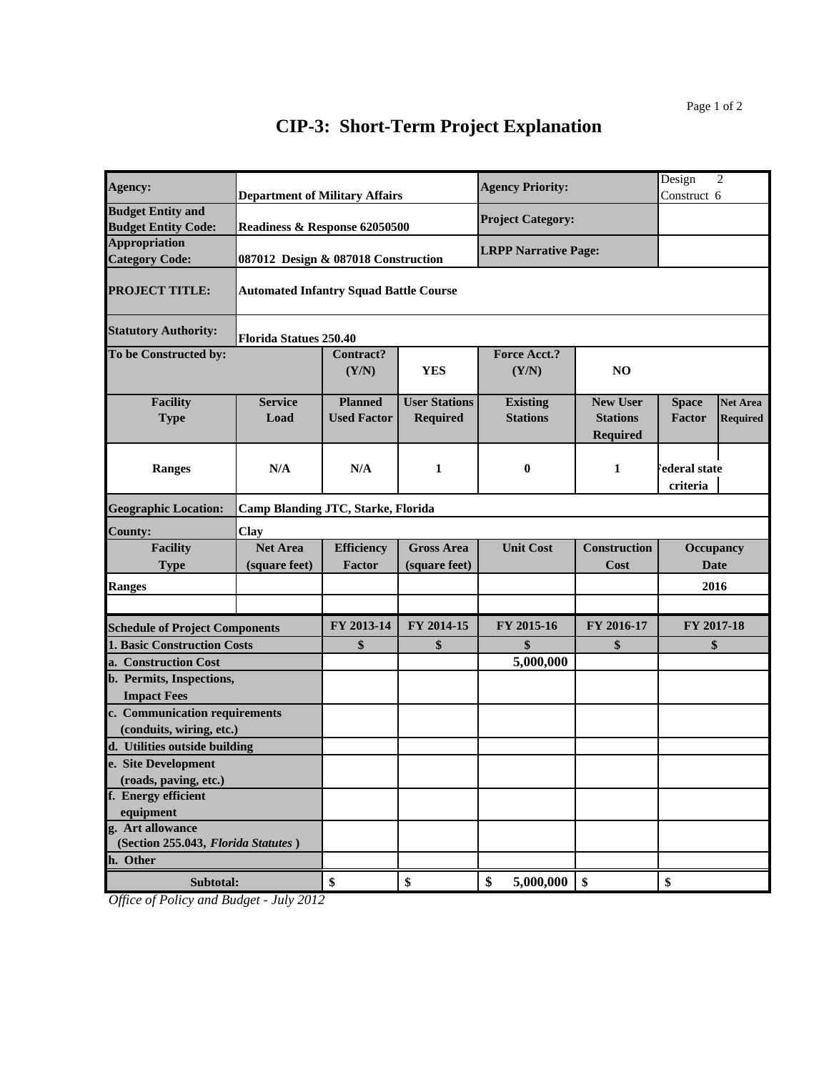# CIP-3: Short-Term Project Explanation

| | | | | | | | |
|---|---|---|---|---|---|---|---|
| **Agency:** | **Department of Military Affairs** | | | **Agency Priority:** | | Design 2<br>Construct 6 | |
| **Budget Entity and Budget Entity Code:** | **Readiness & Response 62050500** | | | **Project Category:** | | | |
| **Appropriation Category Code:** | **087012 Design & 087018 Construction** | | | **LRPP Narrative Page:** | | | |
| **PROJECT TITLE:** | **Automated Infantry Squad Battle Course** | | | | | | |
| **Statutory Authority:** | **Florida Statues 250.40** | | | | | | |
| **To be Constructed by:** | | **Contract? (Y/N)** | **YES** | **Force Acct.? (Y/N)** | **NO** | | |
| **Facility Type** | **Service Load** | **Planned Used Factor** | **User Stations Required** | **Existing Stations** | **New User Stations Required** | **Space Factor** | **Net Area Required** |
| **Ranges** | **N/A** | **N/A** | **1** | **0** | **1** | **Federal state criteria** | |
| **Geographic Location:** | **Camp Blanding JTC, Starke, Florida** | | | | | | |
| **County:** | **Clay** | | | | | | |
| **Facility Type** | **Net Area (square feet)** | **Efficiency Factor** | **Gross Area (square feet)** | **Unit Cost** | **Construction Cost** | **Occupancy Date** | |
| **Ranges** | | | | | | **2016** | |
| | | | | | | | |

| **Schedule of Project Components** | **FY 2013-14** | **FY 2014-15** | **FY 2015-16** | **FY 2016-17** | **FY 2017-18** |
|---|---|---|---|---|---|
| **1. Basic Construction Costs** | **$** | **$** | **$** | **$** | **$** |
| **a. Construction Cost** | | | **5,000,000** | | |
| **b. Permits, Inspections, Impact Fees** | | | | | |
| **c. Communication requirements (conduits, wiring, etc.)** | | | | | |
| **d. Utilities outside building** | | | | | |
| **e. Site Development (roads, paving, etc.)** | | | | | |
| **f. Energy efficient equipment** | | | | | |
| **g. Art allowance (Section 255.043, *Florida Statutes*)** | | | | | |
| **h. Other** | | | | | |
| **Subtotal:** | **$** | **$** | **$ 5,000,000** | **$** | **$** |

*Office of Policy and Budget - July 2012*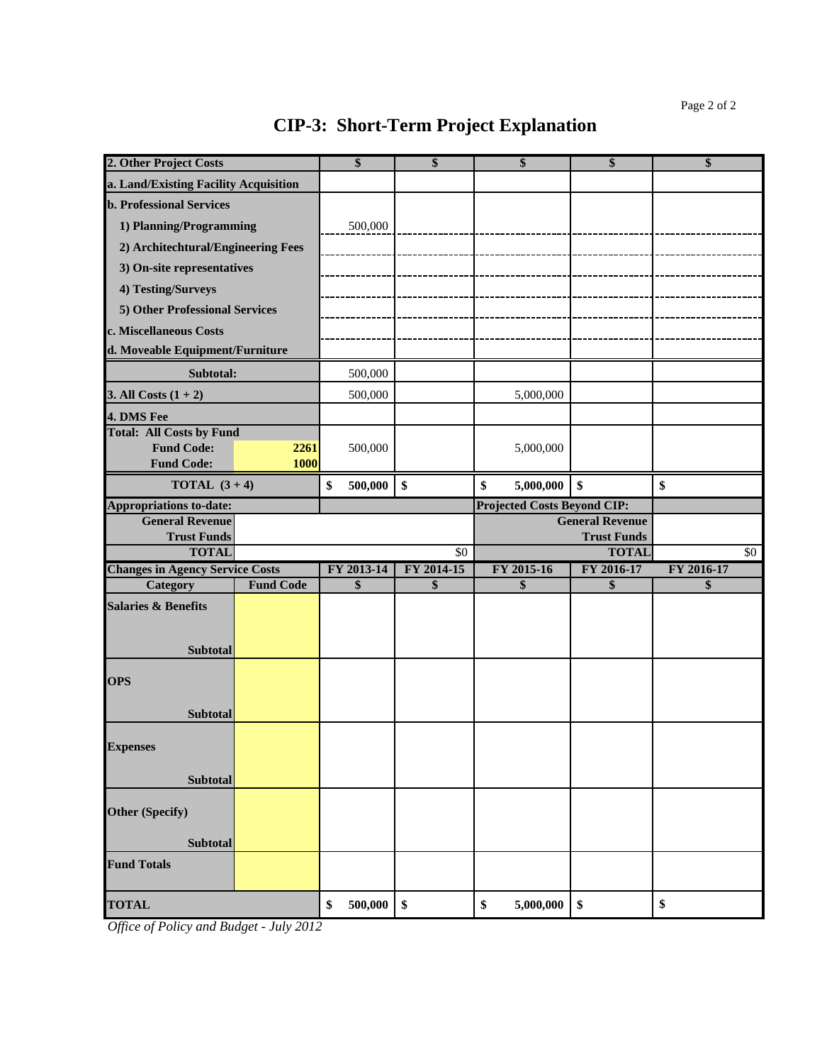# CIP-3: Short-Term Project Explanation

| 2. Other Project Costs | | $ | $ | $ | $ | $ |
|---|---|---|---|---|---|---|
| a. Land/Existing Facility Acquisition | | | | | | |
| b. Professional Services | | | | | | |
| 1) Planning/Programming | | 500,000 | | | | |
| 2) Architechtural/Engineering Fees | | | | | | |
| 3) On-site representatives | | | | | | |
| 4) Testing/Surveys | | | | | | |
| 5) Other Professional Services | | | | | | |
| c. Miscellaneous Costs | | | | | | |
| d. Moveable Equipment/Furniture | | | | | | |
| Subtotal: | | 500,000 | | | | |
| 3. All Costs (1 + 2) | | 500,000 | | 5,000,000 | | |
| 4. DMS Fee | | | | | | |
| Total: All Costs by Fund | | | | | | |
| Fund Code: | 2261 | 500,000 | | 5,000,000 | | |
| Fund Code: | 1000 | | | | | |
| TOTAL (3 + 4) | | $ 500,000 | $ | $ 5,000,000 | $ | $ |
| Appropriations to-date: | | | | Projected Costs Beyond CIP: | | |
| General Revenue | | | | | General Revenue | |
| Trust Funds | | | | | Trust Funds | |
| TOTAL | | | $0 | | TOTAL | $0 |
| Changes in Agency Service Costs | | FY 2013-14 | FY 2014-15 | FY 2015-16 | FY 2016-17 | FY 2016-17 |
| Category | Fund Code | $ | $ | $ | $ | $ |
| Salaries & Benefits | | | | | | |
| Subtotal | | | | | | |
| OPS | | | | | | |
| Subtotal | | | | | | |
| Expenses | | | | | | |
| Subtotal | | | | | | |
| Other (Specify) | | | | | | |
| Subtotal | | | | | | |
| Fund Totals | | | | | | |
| TOTAL | | $ 500,000 | $ | $ 5,000,000 | $ | $ |

*Office of Policy and Budget - July 2012*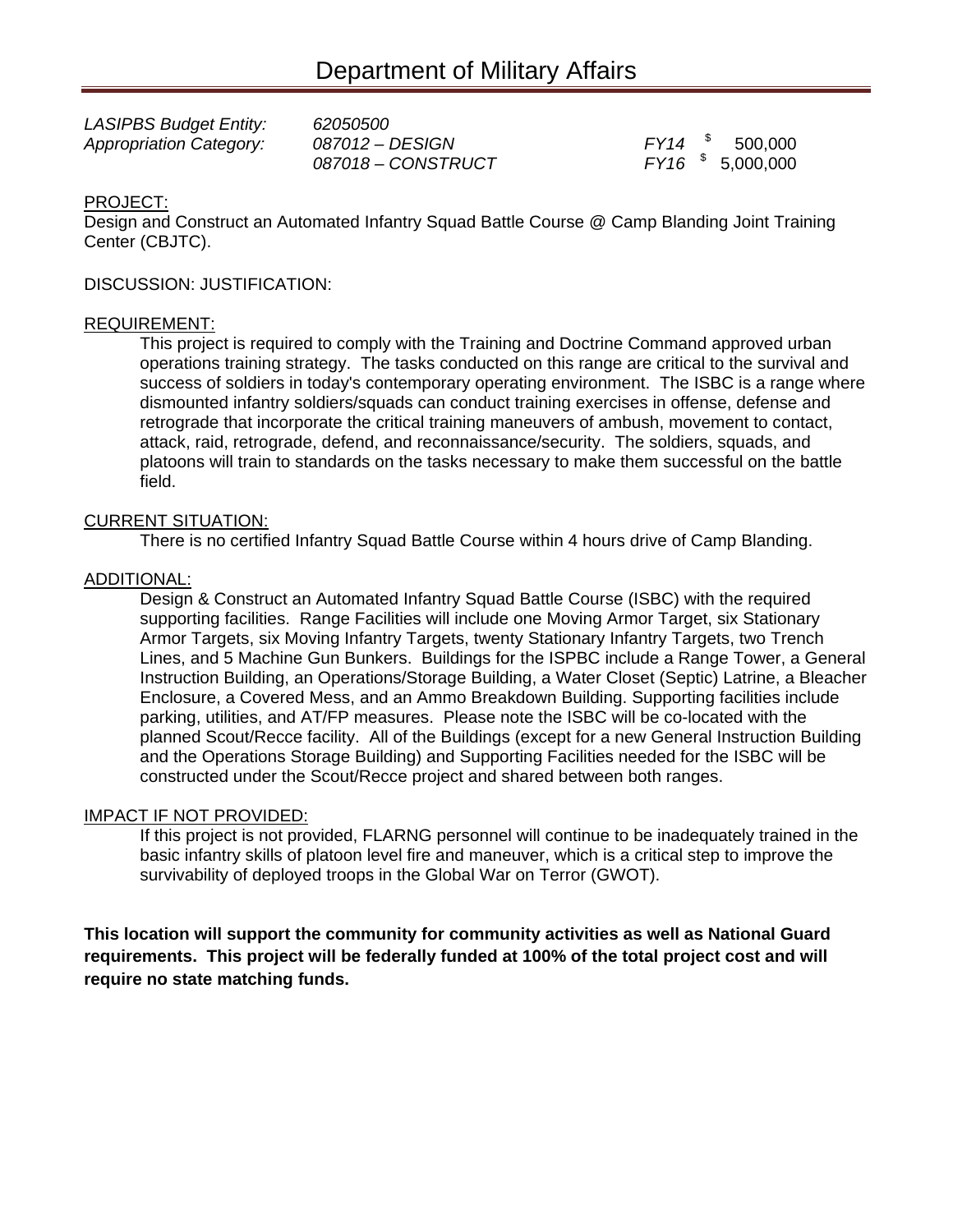# Department of Military Affairs

| | | | |
|---|---|---|---|
| *LASIPBS Budget Entity:* | *62050500* | | |
| *Appropriation Category:* | *087012 – DESIGN* | *FY14* | $ 500,000 |
| | *087018 – CONSTRUCT* | *FY16* | $ 5,000,000 |

PROJECT:

Design and Construct an Automated Infantry Squad Battle Course @ Camp Blanding Joint Training Center (CBJTC).

DISCUSSION: JUSTIFICATION:

REQUIREMENT:

This project is required to comply with the Training and Doctrine Command approved urban operations training strategy. The tasks conducted on this range are critical to the survival and success of soldiers in today's contemporary operating environment. The ISBC is a range where dismounted infantry soldiers/squads can conduct training exercises in offense, defense and retrograde that incorporate the critical training maneuvers of ambush, movement to contact, attack, raid, retrograde, defend, and reconnaissance/security. The soldiers, squads, and platoons will train to standards on the tasks necessary to make them successful on the battle field.

CURRENT SITUATION:

There is no certified Infantry Squad Battle Course within 4 hours drive of Camp Blanding.

ADDITIONAL:

Design & Construct an Automated Infantry Squad Battle Course (ISBC) with the required supporting facilities. Range Facilities will include one Moving Armor Target, six Stationary Armor Targets, six Moving Infantry Targets, twenty Stationary Infantry Targets, two Trench Lines, and 5 Machine Gun Bunkers. Buildings for the ISPBC include a Range Tower, a General Instruction Building, an Operations/Storage Building, a Water Closet (Septic) Latrine, a Bleacher Enclosure, a Covered Mess, and an Ammo Breakdown Building. Supporting facilities include parking, utilities, and AT/FP measures. Please note the ISBC will be co-located with the planned Scout/Recce facility. All of the Buildings (except for a new General Instruction Building and the Operations Storage Building) and Supporting Facilities needed for the ISBC will be constructed under the Scout/Recce project and shared between both ranges.

IMPACT IF NOT PROVIDED:

If this project is not provided, FLARNG personnel will continue to be inadequately trained in the basic infantry skills of platoon level fire and maneuver, which is a critical step to improve the survivability of deployed troops in the Global War on Terror (GWOT).

**This location will support the community for community activities as well as National Guard requirements. This project will be federally funded at 100% of the total project cost and will require no state matching funds.**